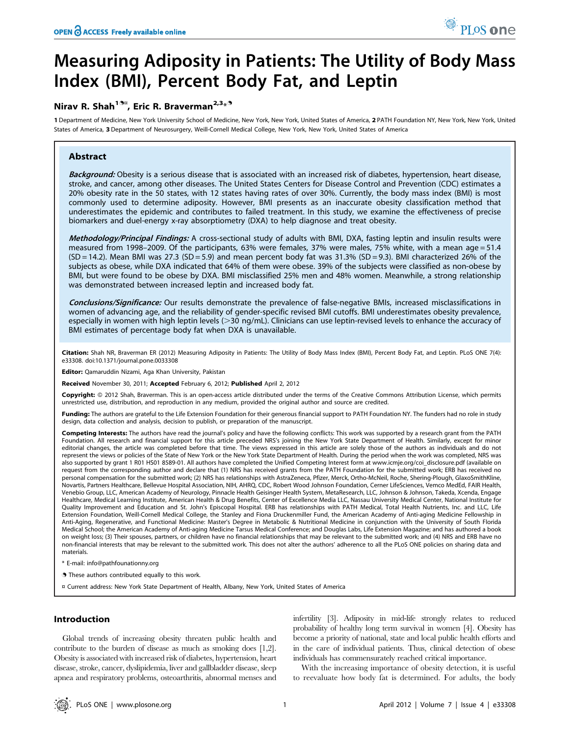# Measuring Adiposity in Patients: The Utility of Body Mass Index (BMI), Percent Body Fat, and Leptin

**Nirav R. Shah[1¶¤], Eric R. Braverman[2,3*¶]**

1 Department of Medicine, New York University School of Medicine, New York, New York, United States of America, 2 PATH Foundation NY, New York, New York, United States of America, 3 Department of Neurosurgery, Weill-Cornell Medical College, New York, New York, United States of America

## Abstract

***Background:*** Obesity is a serious disease that is associated with an increased risk of diabetes, hypertension, heart disease, stroke, and cancer, among other diseases. The United States Centers for Disease Control and Prevention (CDC) estimates a 20% obesity rate in the 50 states, with 12 states having rates of over 30%. Currently, the body mass index (BMI) is most commonly used to determine adiposity. However, BMI presents as an inaccurate obesity classification method that underestimates the epidemic and contributes to failed treatment. In this study, we examine the effectiveness of precise biomarkers and duel-energy x-ray absorptiometry (DXA) to help diagnose and treat obesity.

***Methodology/Principal Findings:*** A cross-sectional study of adults with BMI, DXA, fasting leptin and insulin results were measured from 1998–2009. Of the participants, 63% were females, 37% were males, 75% white, with a mean age = 51.4 (SD = 14.2). Mean BMI was 27.3 (SD = 5.9) and mean percent body fat was 31.3% (SD = 9.3). BMI characterized 26% of the subjects as obese, while DXA indicated that 64% of them were obese. 39% of the subjects were classified as non-obese by BMI, but were found to be obese by DXA. BMI misclassified 25% men and 48% women. Meanwhile, a strong relationship was demonstrated between increased leptin and increased body fat.

***Conclusions/Significance:*** Our results demonstrate the prevalence of false-negative BMIs, increased misclassifications in women of advancing age, and the reliability of gender-specific revised BMI cutoffs. BMI underestimates obesity prevalence, especially in women with high leptin levels (>30 ng/mL). Clinicians can use leptin-revised levels to enhance the accuracy of BMI estimates of percentage body fat when DXA is unavailable.

**Citation:** Shah NR, Braverman ER (2012) Measuring Adiposity in Patients: The Utility of Body Mass Index (BMI), Percent Body Fat, and Leptin. PLoS ONE 7(4): e33308. doi:10.1371/journal.pone.0033308

**Editor:** Qamaruddin Nizami, Aga Khan University, Pakistan

**Received** November 30, 2011; **Accepted** February 6, 2012; **Published** April 2, 2012

**Copyright:** © 2012 Shah, Braverman. This is an open-access article distributed under the terms of the Creative Commons Attribution License, which permits unrestricted use, distribution, and reproduction in any medium, provided the original author and source are credited.

**Funding:** The authors are grateful to the Life Extension Foundation for their generous financial support to PATH Foundation NY. The funders had no role in study design, data collection and analysis, decision to publish, or preparation of the manuscript.

**Competing Interests:** The authors have read the journal's policy and have the following conflicts: This work was supported by a research grant from the PATH Foundation. All research and financial support for this article preceded NRS's joining the New York State Department of Health. Similarly, except for minor editorial changes, the article was completed before that time. The views expressed in this article are solely those of the authors as individuals and do not represent the views or policies of the State of New York or the New York State Department of Health. During the period when the work was completed, NRS was also supported by grant 1 R01 HS01 8589-01. All authors have completed the Unified Competing Interest form at www.icmje.org/coi_disclosure.pdf (available on request from the corresponding author and declare that (1) NRS has received grants from the PATH Foundation for the submitted work; ERB has received no personal compensation for the submitted work; (2) NRS has relationships with AstraZeneca, Pfizer, Merck, Ortho-McNeil, Roche, Shering-Plough, GlaxoSmithKline, Novartis, Partners Healthcare, Bellevue Hospital Association, NIH, AHRQ, CDC, Robert Wood Johnson Foundation, Cerner LifeSciences, Vemco MedEd, FAIR Health, Venebio Group, LLC, American Academy of Neurology, Pinnacle Health Geisinger Health System, MetaResearch, LLC, Johnson & Johnson, Takeda, Xcenda, Engage Healthcare, Medical Learning Institute, American Health & Drug Benefits, Center of Excellence Media LLC, Nassau University Medical Center, National Institute for Quality Improvement and Education and St. John's Episcopal Hospital. ERB has relationships with PATH Medical, Total Health Nutrients, Inc. and LLC, Life Extension Foundation, Weill-Cornell Medical College, the Stanley and Fiona Druckenmiller Fund, the American Academy of Anti-aging Medicine Fellowship in Anti-Aging, Regenerative, and Functional Medicine: Master's Degree in Metabolic & Nutritional Medicine in conjunction with the University of South Florida Medical School; the American Academy of Anti-aging Medicine Tarsus Medical Conference; and Douglas Labs, Life Extension Magazine; and has authored a book on weight loss; (3) Their spouses, partners, or children have no financial relationships that may be relevant to the submitted work; and (4) NRS and ERB have no non-financial interests that may be relevant to the submitted work. This does not alter the authors' adherence to all the PLoS ONE policies on sharing data and materials.

\* E-mail: info@pathfounationny.org

¶ These authors contributed equally to this work.

¤ Current address: New York State Department of Health, Albany, New York, United States of America

## Introduction

Global trends of increasing obesity threaten public health and contribute to the burden of disease as much as smoking does [1,2]. Obesity is associated with increased risk of diabetes, hypertension, heart disease, stroke, cancer, dyslipidemia, liver and gallbladder disease, sleep apnea and respiratory problems, osteoarthritis, abnormal menses and infertility [3]. Adiposity in mid-life strongly relates to reduced probability of healthy long term survival in women [4]. Obesity has become a priority of national, state and local public health efforts and in the care of individual patients. Thus, clinical detection of obese individuals has commensurately reached critical importance.

With the increasing importance of obesity detection, it is useful to reevaluate how body fat is determined. For adults, the body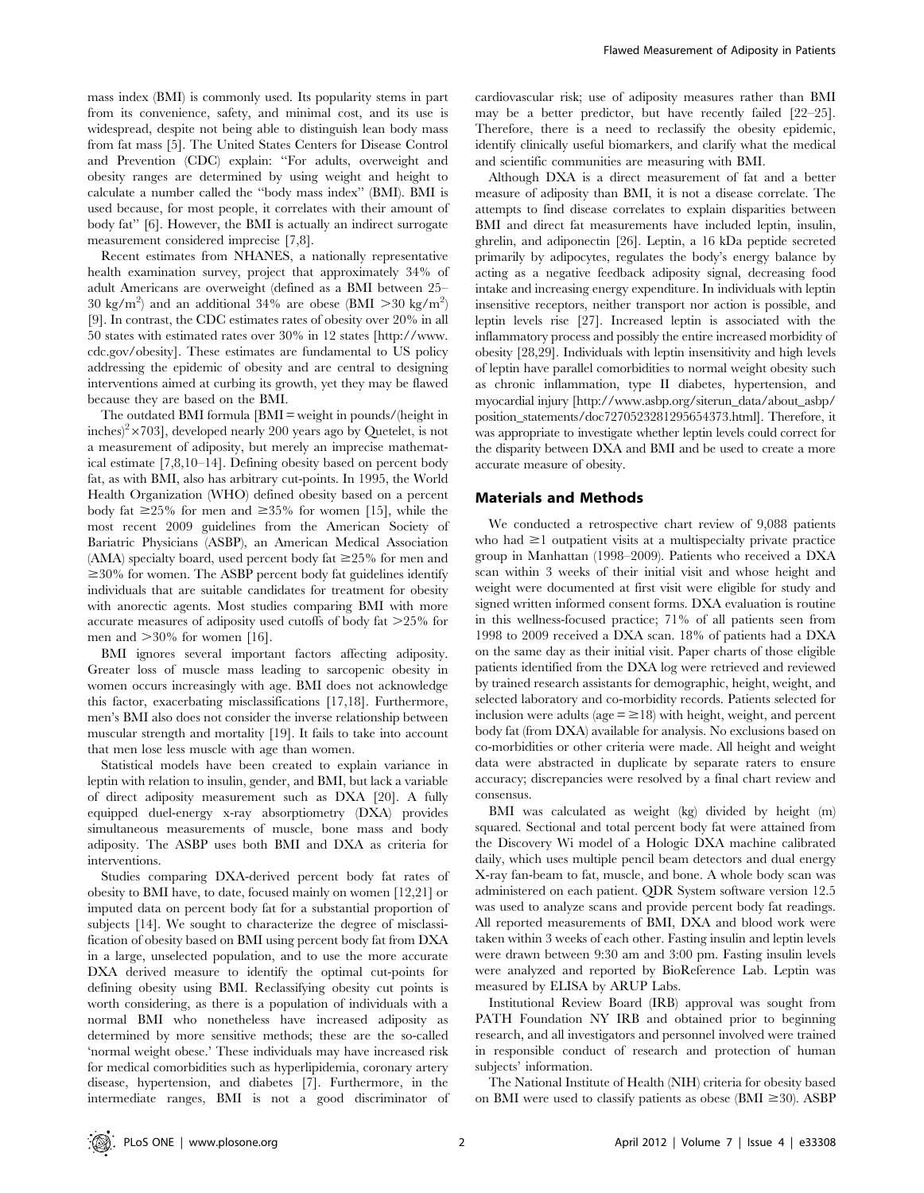mass index (BMI) is commonly used. Its popularity stems in part from its convenience, safety, and minimal cost, and its use is widespread, despite not being able to distinguish lean body mass from fat mass [5]. The United States Centers for Disease Control and Prevention (CDC) explain: "For adults, overweight and obesity ranges are determined by using weight and height to calculate a number called the "body mass index" (BMI). BMI is used because, for most people, it correlates with their amount of body fat" [6]. However, the BMI is actually an indirect surrogate measurement considered imprecise [7,8].

Recent estimates from NHANES, a nationally representative health examination survey, project that approximately 34% of adult Americans are overweight (defined as a BMI between 25–30 kg/m$^2$) and an additional 34% are obese (BMI >30 kg/m$^2$) [9]. In contrast, the CDC estimates rates of obesity over 20% in all 50 states with estimated rates over 30% in 12 states [http://www.cdc.gov/obesity]. These estimates are fundamental to US policy addressing the epidemic of obesity and are central to designing interventions aimed at curbing its growth, yet they may be flawed because they are based on the BMI.

The outdated BMI formula [BMI = weight in pounds/(height in inches)$^2$×703], developed nearly 200 years ago by Quetelet, is not a measurement of adiposity, but merely an imprecise mathematical estimate [7,8,10–14]. Defining obesity based on percent body fat, as with BMI, also has arbitrary cut-points. In 1995, the World Health Organization (WHO) defined obesity based on a percent body fat ≥25% for men and ≥35% for women [15], while the most recent 2009 guidelines from the American Society of Bariatric Physicians (ASBP), an American Medical Association (AMA) specialty board, used percent body fat ≥25% for men and ≥30% for women. The ASBP percent body fat guidelines identify individuals that are suitable candidates for treatment for obesity with anorectic agents. Most studies comparing BMI with more accurate measures of adiposity used cutoffs of body fat >25% for men and >30% for women [16].

BMI ignores several important factors affecting adiposity. Greater loss of muscle mass leading to sarcopenic obesity in women occurs increasingly with age. BMI does not acknowledge this factor, exacerbating misclassifications [17,18]. Furthermore, men's BMI also does not consider the inverse relationship between muscular strength and mortality [19]. It fails to take into account that men lose less muscle with age than women.

Statistical models have been created to explain variance in leptin with relation to insulin, gender, and BMI, but lack a variable of direct adiposity measurement such as DXA [20]. A fully equipped duel-energy x-ray absorptiometry (DXA) provides simultaneous measurements of muscle, bone mass and body adiposity. The ASBP uses both BMI and DXA as criteria for interventions.

Studies comparing DXA-derived percent body fat rates of obesity to BMI have, to date, focused mainly on women [12,21] or imputed data on percent body fat for a substantial proportion of subjects [14]. We sought to characterize the degree of misclassification of obesity based on BMI using percent body fat from DXA in a large, unselected population, and to use the more accurate DXA derived measure to identify the optimal cut-points for defining obesity using BMI. Reclassifying obesity cut points is worth considering, as there is a population of individuals with a normal BMI who nonetheless have increased adiposity as determined by more sensitive methods; these are the so-called 'normal weight obese.' These individuals may have increased risk for medical comorbidities such as hyperlipidemia, coronary artery disease, hypertension, and diabetes [7]. Furthermore, in the intermediate ranges, BMI is not a good discriminator of cardiovascular risk; use of adiposity measures rather than BMI may be a better predictor, but have recently failed [22–25]. Therefore, there is a need to reclassify the obesity epidemic, identify clinically useful biomarkers, and clarify what the medical and scientific communities are measuring with BMI.

Although DXA is a direct measurement of fat and a better measure of adiposity than BMI, it is not a disease correlate. The attempts to find disease correlates to explain disparities between BMI and direct fat measurements have included leptin, insulin, ghrelin, and adiponectin [26]. Leptin, a 16 kDa peptide secreted primarily by adipocytes, regulates the body's energy balance by acting as a negative feedback adiposity signal, decreasing food intake and increasing energy expenditure. In individuals with leptin insensitive receptors, neither transport nor action is possible, and leptin levels rise [27]. Increased leptin is associated with the inflammatory process and possibly the entire increased morbidity of obesity [28,29]. Individuals with leptin insensitivity and high levels of leptin have parallel comorbidities to normal weight obesity such as chronic inflammation, type II diabetes, hypertension, and myocardial injury [http://www.asbp.org/siterun_data/about_asbp/position_statements/doc7270523281295654373.html]. Therefore, it was appropriate to investigate whether leptin levels could correct for the disparity between DXA and BMI and be used to create a more accurate measure of obesity.

## Materials and Methods

We conducted a retrospective chart review of 9,088 patients who had ≥1 outpatient visits at a multispecialty private practice group in Manhattan (1998–2009). Patients who received a DXA scan within 3 weeks of their initial visit and whose height and weight were documented at first visit were eligible for study and signed written informed consent forms. DXA evaluation is routine in this wellness-focused practice; 71% of all patients seen from 1998 to 2009 received a DXA scan. 18% of patients had a DXA on the same day as their initial visit. Paper charts of those eligible patients identified from the DXA log were retrieved and reviewed by trained research assistants for demographic, height, weight, and selected laboratory and co-morbidity records. Patients selected for inclusion were adults (age = ≥18) with height, weight, and percent body fat (from DXA) available for analysis. No exclusions based on co-morbidities or other criteria were made. All height and weight data were abstracted in duplicate by separate raters to ensure accuracy; discrepancies were resolved by a final chart review and consensus.

BMI was calculated as weight (kg) divided by height (m) squared. Sectional and total percent body fat were attained from the Discovery Wi model of a Hologic DXA machine calibrated daily, which uses multiple pencil beam detectors and dual energy X-ray fan-beam to fat, muscle, and bone. A whole body scan was administered on each patient. QDR System software version 12.5 was used to analyze scans and provide percent body fat readings. All reported measurements of BMI, DXA and blood work were taken within 3 weeks of each other. Fasting insulin and leptin levels were drawn between 9:30 am and 3:00 pm. Fasting insulin levels were analyzed and reported by BioReference Lab. Leptin was measured by ELISA by ARUP Labs.

Institutional Review Board (IRB) approval was sought from PATH Foundation NY IRB and obtained prior to beginning research, and all investigators and personnel involved were trained in responsible conduct of research and protection of human subjects' information.

The National Institute of Health (NIH) criteria for obesity based on BMI were used to classify patients as obese (BMI ≥30). ASBP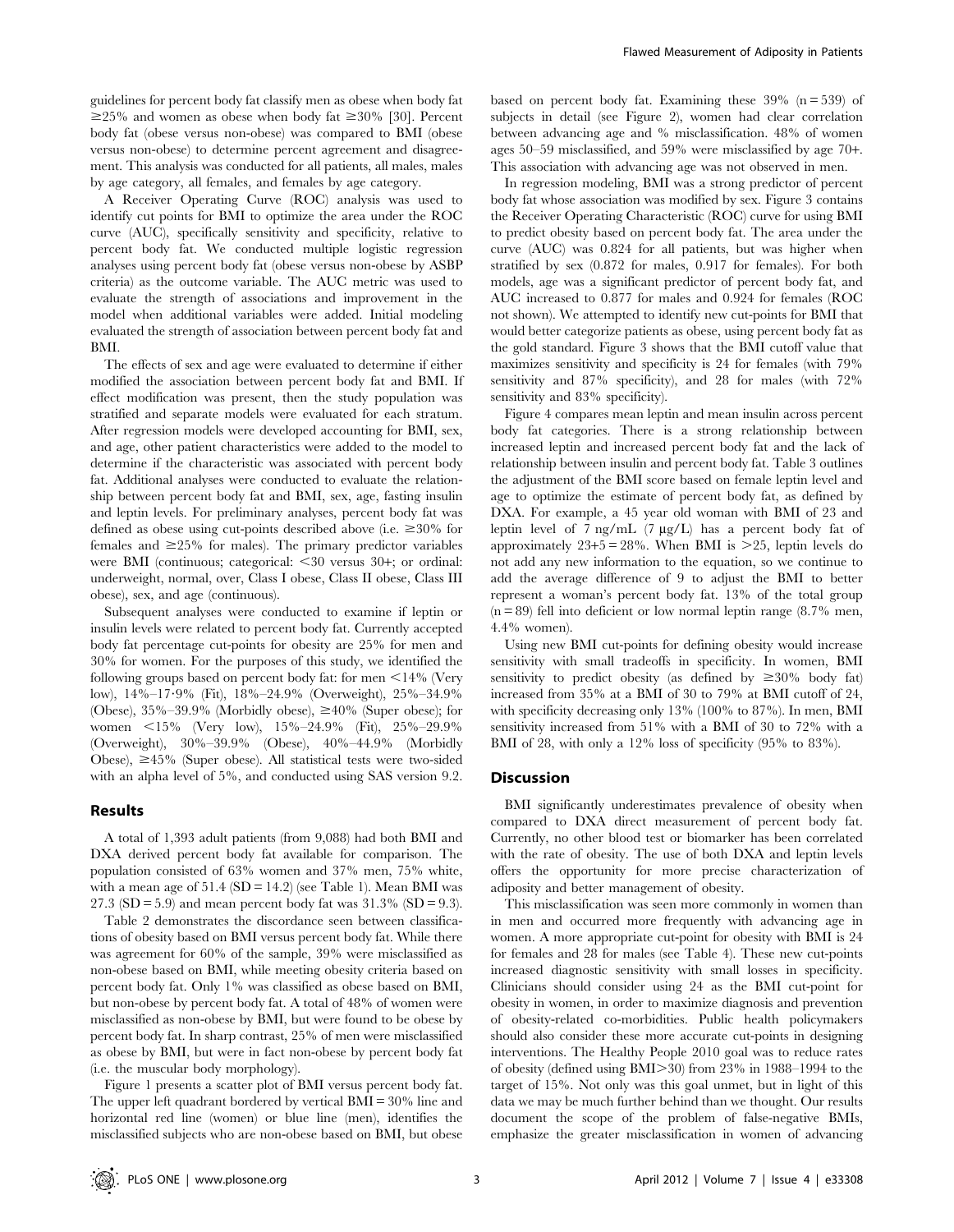guidelines for percent body fat classify men as obese when body fat ≥25% and women as obese when body fat ≥30% [30]. Percent body fat (obese versus non-obese) was compared to BMI (obese versus non-obese) to determine percent agreement and disagreement. This analysis was conducted for all patients, all males, males by age category, all females, and females by age category.

A Receiver Operating Curve (ROC) analysis was used to identify cut points for BMI to optimize the area under the ROC curve (AUC), specifically sensitivity and specificity, relative to percent body fat. We conducted multiple logistic regression analyses using percent body fat (obese versus non-obese by ASBP criteria) as the outcome variable. The AUC metric was used to evaluate the strength of associations and improvement in the model when additional variables were added. Initial modeling evaluated the strength of association between percent body fat and BMI.

The effects of sex and age were evaluated to determine if either modified the association between percent body fat and BMI. If effect modification was present, then the study population was stratified and separate models were evaluated for each stratum. After regression models were developed accounting for BMI, sex, and age, other patient characteristics were added to the model to determine if the characteristic was associated with percent body fat. Additional analyses were conducted to evaluate the relationship between percent body fat and BMI, sex, age, fasting insulin and leptin levels. For preliminary analyses, percent body fat was defined as obese using cut-points described above (i.e. ≥30% for females and ≥25% for males). The primary predictor variables were BMI (continuous; categorical: <30 versus 30+; or ordinal: underweight, normal, over, Class I obese, Class II obese, Class III obese), sex, and age (continuous).

Subsequent analyses were conducted to examine if leptin or insulin levels were related to percent body fat. Currently accepted body fat percentage cut-points for obesity are 25% for men and 30% for women. For the purposes of this study, we identified the following groups based on percent body fat: for men <14% (Very low), 14%–17·9% (Fit), 18%–24.9% (Overweight), 25%–34.9% (Obese), 35%–39.9% (Morbidly obese), ≥40% (Super obese); for women <15% (Very low), 15%–24.9% (Fit), 25%–29.9% (Overweight), 30%–39.9% (Obese), 40%–44.9% (Morbidly Obese), ≥45% (Super obese). All statistical tests were two-sided with an alpha level of 5%, and conducted using SAS version 9.2.

## Results

A total of 1,393 adult patients (from 9,088) had both BMI and DXA derived percent body fat available for comparison. The population consisted of 63% women and 37% men, 75% white, with a mean age of 51.4 (SD = 14.2) (see Table 1). Mean BMI was 27.3 (SD = 5.9) and mean percent body fat was 31.3% (SD = 9.3).

Table 2 demonstrates the discordance seen between classifications of obesity based on BMI versus percent body fat. While there was agreement for 60% of the sample, 39% were misclassified as non-obese based on BMI, while meeting obesity criteria based on percent body fat. Only 1% was classified as obese based on BMI, but non-obese by percent body fat. A total of 48% of women were misclassified as non-obese by BMI, but were found to be obese by percent body fat. In sharp contrast, 25% of men were misclassified as obese by BMI, but were in fact non-obese by percent body fat (i.e. the muscular body morphology).

Figure 1 presents a scatter plot of BMI versus percent body fat. The upper left quadrant bordered by vertical BMI = 30% line and horizontal red line (women) or blue line (men), identifies the misclassified subjects who are non-obese based on BMI, but obese based on percent body fat. Examining these 39% (n = 539) of subjects in detail (see Figure 2), women had clear correlation between advancing age and % misclassification. 48% of women ages 50–59 misclassified, and 59% were misclassified by age 70+. This association with advancing age was not observed in men.

In regression modeling, BMI was a strong predictor of percent body fat whose association was modified by sex. Figure 3 contains the Receiver Operating Characteristic (ROC) curve for using BMI to predict obesity based on percent body fat. The area under the curve (AUC) was 0.824 for all patients, but was higher when stratified by sex (0.872 for males, 0.917 for females). For both models, age was a significant predictor of percent body fat, and AUC increased to 0.877 for males and 0.924 for females (ROC not shown). We attempted to identify new cut-points for BMI that would better categorize patients as obese, using percent body fat as the gold standard. Figure 3 shows that the BMI cutoff value that maximizes sensitivity and specificity is 24 for females (with 79% sensitivity and 87% specificity), and 28 for males (with 72% sensitivity and 83% specificity).

Figure 4 compares mean leptin and mean insulin across percent body fat categories. There is a strong relationship between increased leptin and increased percent body fat and the lack of relationship between insulin and percent body fat. Table 3 outlines the adjustment of the BMI score based on female leptin level and age to optimize the estimate of percent body fat, as defined by DXA. For example, a 45 year old woman with BMI of 23 and leptin level of 7 ng/mL (7 µg/L) has a percent body fat of approximately 23+5 = 28%. When BMI is >25, leptin levels do not add any new information to the equation, so we continue to add the average difference of 9 to adjust the BMI to better represent a woman's percent body fat. 13% of the total group (n = 89) fell into deficient or low normal leptin range (8.7% men, 4.4% women).

Using new BMI cut-points for defining obesity would increase sensitivity with small tradeoffs in specificity. In women, BMI sensitivity to predict obesity (as defined by ≥30% body fat) increased from 35% at a BMI of 30 to 79% at BMI cutoff of 24, with specificity decreasing only 13% (100% to 87%). In men, BMI sensitivity increased from 51% with a BMI of 30 to 72% with a BMI of 28, with only a 12% loss of specificity (95% to 83%).

## Discussion

BMI significantly underestimates prevalence of obesity when compared to DXA direct measurement of percent body fat. Currently, no other blood test or biomarker has been correlated with the rate of obesity. The use of both DXA and leptin levels offers the opportunity for more precise characterization of adiposity and better management of obesity.

This misclassification was seen more commonly in women than in men and occurred more frequently with advancing age in women. A more appropriate cut-point for obesity with BMI is 24 for females and 28 for males (see Table 4). These new cut-points increased diagnostic sensitivity with small losses in specificity. Clinicians should consider using 24 as the BMI cut-point for obesity in women, in order to maximize diagnosis and prevention of obesity-related co-morbidities. Public health policymakers should also consider these more accurate cut-points in designing interventions. The Healthy People 2010 goal was to reduce rates of obesity (defined using BMI>30) from 23% in 1988–1994 to the target of 15%. Not only was this goal unmet, but in light of this data we may be much further behind than we thought. Our results document the scope of the problem of false-negative BMIs, emphasize the greater misclassification in women of advancing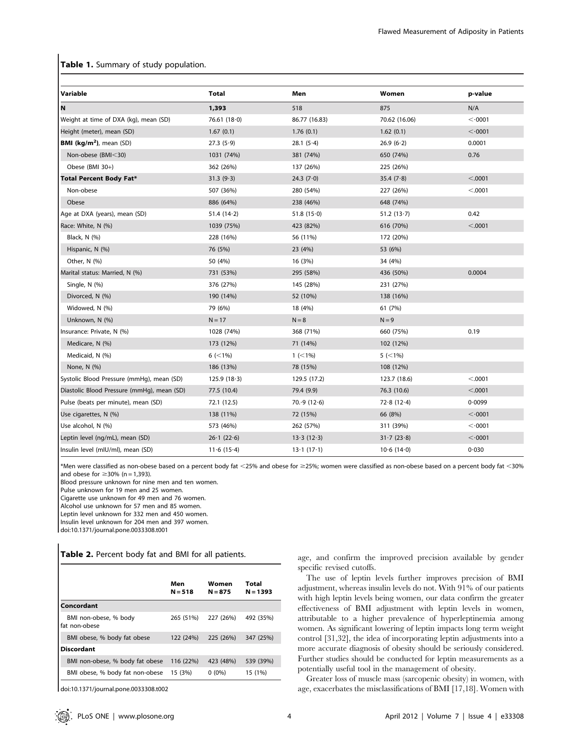**Table 1.** Summary of study population.

| Variable | Total | Men | Women | p-value |
|---|---|---|---|---|
| **N** | **1,393** | 518 | 875 | N/A |
| Weight at time of DXA (kg), mean (SD) | 76.61 (18·0) | 86.77 (16.83) | 70.62 (16.06) | <·0001 |
| Height (meter), mean (SD) | 1.67 (0.1) | 1.76 (0.1) | 1.62 (0.1) | <·0001 |
| **BMI (kg/m$^2$)**, mean (SD) | 27.3 (5·9) | 28.1 (5·4) | 26.9 (6·2) | 0.0001 |
| Non-obese (BMI<30) | 1031 (74%) | 381 (74%) | 650 (74%) | 0.76 |
| Obese (BMI 30+) | 362 (26%) | 137 (26%) | 225 (26%) | |
| **Total Percent Body Fat*** | 31.3 (9·3) | 24.3 (7·0) | 35.4 (7·8) | <.0001 |
| Non-obese | 507 (36%) | 280 (54%) | 227 (26%) | <.0001 |
| Obese | 886 (64%) | 238 (46%) | 648 (74%) | |
| Age at DXA (years), mean (SD) | 51.4 (14·2) | 51.8 (15·0) | 51.2 (13·7) | 0.42 |
| Race: White, N (%) | 1039 (75%) | 423 (82%) | 616 (70%) | <.0001 |
| Black, N (%) | 228 (16%) | 56 (11%) | 172 (20%) | |
| Hispanic, N (%) | 76 (5%) | 23 (4%) | 53 (6%) | |
| Other, N (%) | 50 (4%) | 16 (3%) | 34 (4%) | |
| Marital status: Married, N (%) | 731 (53%) | 295 (58%) | 436 (50%) | 0.0004 |
| Single, N (%) | 376 (27%) | 145 (28%) | 231 (27%) | |
| Divorced, N (%) | 190 (14%) | 52 (10%) | 138 (16%) | |
| Widowed, N (%) | 79 (6%) | 18 (4%) | 61 (7%) | |
| Unknown, N (%) | N = 17 | N = 8 | N = 9 | |
| Insurance: Private, N (%) | 1028 (74%) | 368 (71%) | 660 (75%) | 0.19 |
| Medicare, N (%) | 173 (12%) | 71 (14%) | 102 (12%) | |
| Medicaid, N (%) | 6 (<1%) | 1 (<1%) | 5 (<1%) | |
| None, N (%) | 186 (13%) | 78 (15%) | 108 (12%) | |
| Systolic Blood Pressure (mmHg), mean (SD) | 125.9 (18·3) | 129.5 (17.2) | 123.7 (18.6) | <.0001 |
| Diastolic Blood Pressure (mmHg), mean (SD) | 77.5 (10.4) | 79.4 (9.9) | 76.3 (10.6) | <.0001 |
| Pulse (beats per minute), mean (SD) | 72.1 (12.5) | 70.·9 (12·6) | 72·8 (12·4) | 0·0099 |
| Use cigarettes, N (%) | 138 (11%) | 72 (15%) | 66 (8%) | <·0001 |
| Use alcohol, N (%) | 573 (46%) | 262 (57%) | 311 (39%) | <·0001 |
| Leptin level (ng/mL), mean (SD) | 26·1 (22·6) | 13·3 (12·3) | 31·7 (23·8) | <·0001 |
| Insulin level (mIU/ml), mean (SD) | 11·6 (15·4) | 13·1 (17·1) | 10·6 (14·0) | 0·030 |

*Men were classified as non-obese based on a percent body fat <25% and obese for ≥25%; women were classified as non-obese based on a percent body fat <30% and obese for ≥30% (n = 1,393).
Blood pressure unknown for nine men and ten women.
Pulse unknown for 19 men and 25 women.
Cigarette use unknown for 49 men and 76 women.
Alcohol use unknown for 57 men and 85 women.
Leptin level unknown for 332 men and 450 women.
Insulin level unknown for 204 men and 397 women.
doi:10.1371/journal.pone.0033308.t001

**Table 2.** Percent body fat and BMI for all patients.

| | Men N = 518 | Women N = 875 | Total N = 1393 |
|---|---|---|---|
| **Concordant** | | | |
| BMI non-obese, % body fat non-obese | 265 (51%) | 227 (26%) | 492 (35%) |
| BMI obese, % body fat obese | 122 (24%) | 225 (26%) | 347 (25%) |
| **Discordant** | | | |
| BMI non-obese, % body fat obese | 116 (22%) | 423 (48%) | 539 (39%) |
| BMI obese, % body fat non-obese | 15 (3%) | 0 (0%) | 15 (1%) |

doi:10.1371/journal.pone.0033308.t002

age, and confirm the improved precision available by gender specific revised cutoffs.

The use of leptin levels further improves precision of BMI adjustment, whereas insulin levels do not. With 91% of our patients with high leptin levels being women, our data confirm the greater effectiveness of BMI adjustment with leptin levels in women, attributable to a higher prevalence of hyperleptinemia among women. As significant lowering of leptin impacts long term weight control [31,32], the idea of incorporating leptin adjustments into a more accurate diagnosis of obesity should be seriously considered. Further studies should be conducted for leptin measurements as a potentially useful tool in the management of obesity.

Greater loss of muscle mass (sarcopenic obesity) in women, with age, exacerbates the misclassifications of BMI [17,18]. Women with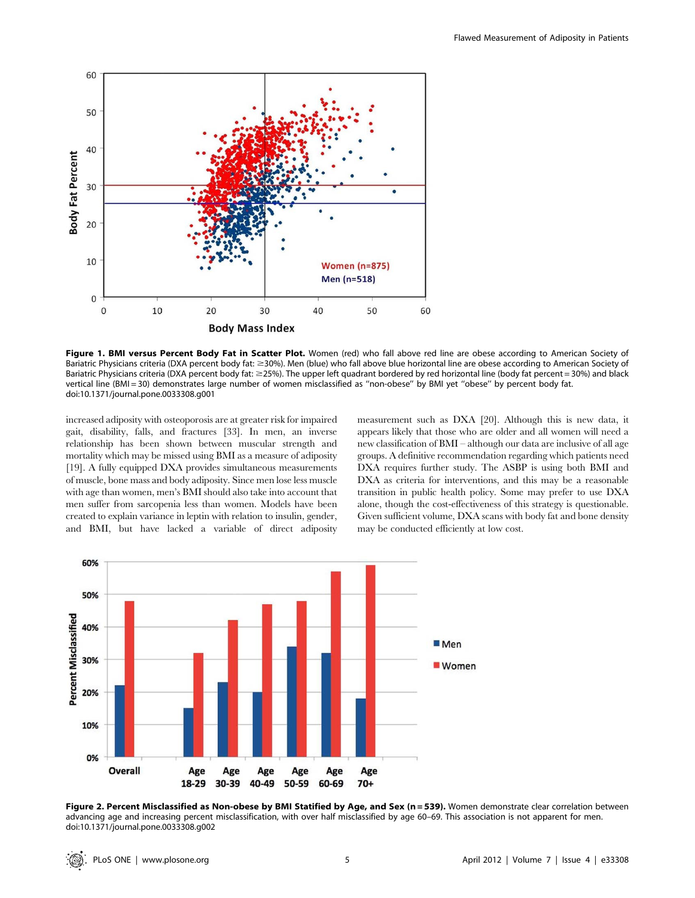**Figure 1. BMI versus Percent Body Fat in Scatter Plot.** Women (red) who fall above red line are obese according to American Society of Bariatric Physicians criteria (DXA percent body fat: ≥30%). Men (blue) who fall above blue horizontal line are obese according to American Society of Bariatric Physicians criteria (DXA percent body fat: ≥25%). The upper left quadrant bordered by red horizontal line (body fat percent = 30%) and black vertical line (BMI = 30) demonstrates large number of women misclassified as ''non-obese'' by BMI yet ''obese'' by percent body fat.
doi:10.1371/journal.pone.0033308.g001

increased adiposity with osteoporosis are at greater risk for impaired gait, disability, falls, and fractures [33]. In men, an inverse relationship has been shown between muscular strength and mortality which may be missed using BMI as a measure of adiposity [19]. A fully equipped DXA provides simultaneous measurements of muscle, bone mass and body adiposity. Since men lose less muscle with age than women, men's BMI should also take into account that men suffer from sarcopenia less than women. Models have been created to explain variance in leptin with relation to insulin, gender, and BMI, but have lacked a variable of direct adiposity measurement such as DXA [20]. Although this is new data, it appears likely that those who are older and all women will need a new classification of BMI – although our data are inclusive of all age groups. A definitive recommendation regarding which patients need DXA requires further study. The ASBP is using both BMI and DXA as criteria for interventions, and this may be a reasonable transition in public health policy. Some may prefer to use DXA alone, though the cost-effectiveness of this strategy is questionable. Given sufficient volume, DXA scans with body fat and bone density may be conducted efficiently at low cost.

**Figure 2. Percent Misclassified as Non-obese by BMI Statified by Age, and Sex (n = 539).** Women demonstrate clear correlation between advancing age and increasing percent misclassification, with over half misclassified by age 60–69. This association is not apparent for men.
doi:10.1371/journal.pone.0033308.g002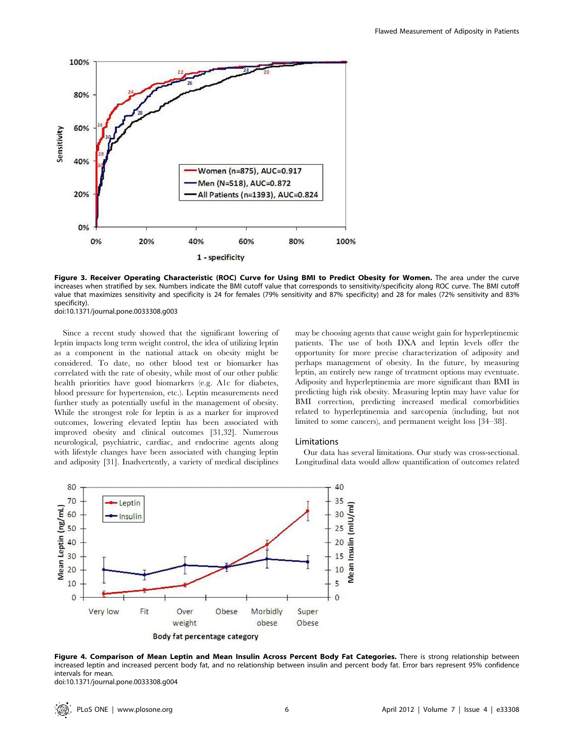**Figure 3. Receiver Operating Characteristic (ROC) Curve for Using BMI to Predict Obesity for Women.** The area under the curve increases when stratified by sex. Numbers indicate the BMI cutoff value that corresponds to sensitivity/specificity along ROC curve. The BMI cutoff value that maximizes sensitivity and specificity is 24 for females (79% sensitivity and 87% specificity) and 28 for males (72% sensitivity and 83% specificity).
doi:10.1371/journal.pone.0033308.g003

Since a recent study showed that the significant lowering of leptin impacts long term weight control, the idea of utilizing leptin as a component in the national attack on obesity might be considered. To date, no other blood test or biomarker has correlated with the rate of obesity, while most of our other public health priorities have good biomarkers (e.g. A1c for diabetes, blood pressure for hypertension, etc.). Leptin measurements need further study as potentially useful in the management of obesity. While the strongest role for leptin is as a marker for improved outcomes, lowering elevated leptin has been associated with improved obesity and clinical outcomes [31,32]. Numerous neurological, psychiatric, cardiac, and endocrine agents along with lifestyle changes have been associated with changing leptin and adiposity [31]. Inadvertently, a variety of medical disciplines may be choosing agents that cause weight gain for hyperleptinemic patients. The use of both DXA and leptin levels offer the opportunity for more precise characterization of adiposity and perhaps management of obesity. In the future, by measuring leptin, an entirely new range of treatment options may eventuate. Adiposity and hyperleptinemia are more significant than BMI in predicting high risk obesity. Measuring leptin may have value for BMI correction, predicting increased medical comorbidities related to hyperleptinemia and sarcopenia (including, but not limited to some cancers), and permanent weight loss [34–38].

## Limitations

Our data has several limitations. Our study was cross-sectional. Longitudinal data would allow quantification of outcomes related

**Figure 4. Comparison of Mean Leptin and Mean Insulin Across Percent Body Fat Categories.** There is strong relationship between increased leptin and increased percent body fat, and no relationship between insulin and percent body fat. Error bars represent 95% confidence intervals for mean.
doi:10.1371/journal.pone.0033308.g004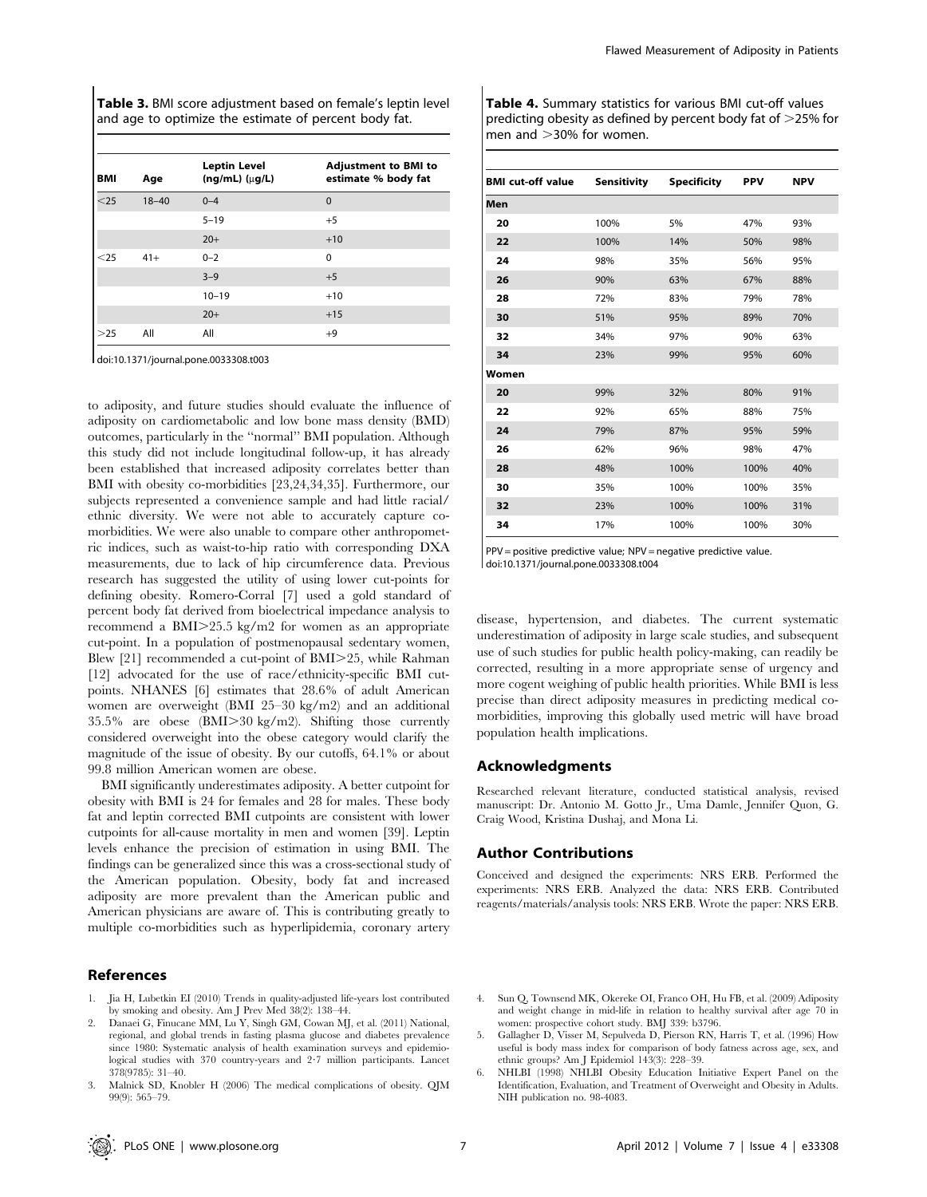**Table 3.** BMI score adjustment based on female's leptin level and age to optimize the estimate of percent body fat.

| BMI | Age | Leptin Level (ng/mL) (μg/L) | Adjustment to BMI to estimate % body fat |
|---|---|---|---|
| <25 | 18–40 | 0–4 | 0 |
| | | 5–19 | +5 |
| | | 20+ | +10 |
| <25 | 41+ | 0–2 | 0 |
| | | 3–9 | +5 |
| | | 10–19 | +10 |
| | | 20+ | +15 |
| >25 | All | All | +9 |

doi:10.1371/journal.pone.0033308.t003

**Table 4.** Summary statistics for various BMI cut-off values predicting obesity as defined by percent body fat of >25% for men and >30% for women.

| BMI cut-off value | Sensitivity | Specificity | PPV | NPV |
|---|---|---|---|---|
| **Men** | | | | |
| 20 | 100% | 5% | 47% | 93% |
| 22 | 100% | 14% | 50% | 98% |
| 24 | 98% | 35% | 56% | 95% |
| 26 | 90% | 63% | 67% | 88% |
| 28 | 72% | 83% | 79% | 78% |
| 30 | 51% | 95% | 89% | 70% |
| 32 | 34% | 97% | 90% | 63% |
| 34 | 23% | 99% | 95% | 60% |
| **Women** | | | | |
| 20 | 99% | 32% | 80% | 91% |
| 22 | 92% | 65% | 88% | 75% |
| 24 | 79% | 87% | 95% | 59% |
| 26 | 62% | 96% | 98% | 47% |
| 28 | 48% | 100% | 100% | 40% |
| 30 | 35% | 100% | 100% | 35% |
| 32 | 23% | 100% | 100% | 31% |
| 34 | 17% | 100% | 100% | 30% |

PPV = positive predictive value; NPV = negative predictive value.
doi:10.1371/journal.pone.0033308.t004

to adiposity, and future studies should evaluate the influence of adiposity on cardiometabolic and low bone mass density (BMD) outcomes, particularly in the "normal" BMI population. Although this study did not include longitudinal follow-up, it has already been established that increased adiposity correlates better than BMI with obesity co-morbidities [23,24,34,35]. Furthermore, our subjects represented a convenience sample and had little racial/ethnic diversity. We were not able to accurately capture co-morbidities. We were also unable to compare other anthropometric indices, such as waist-to-hip ratio with corresponding DXA measurements, due to lack of hip circumference data. Previous research has suggested the utility of using lower cut-points for defining obesity. Romero-Corral [7] used a gold standard of percent body fat derived from bioelectrical impedance analysis to recommend a BMI>25.5 kg/m2 for women as an appropriate cut-point. In a population of postmenopausal sedentary women, Blew [21] recommended a cut-point of BMI>25, while Rahman [12] advocated for the use of race/ethnicity-specific BMI cut-points. NHANES [6] estimates that 28.6% of adult American women are overweight (BMI 25–30 kg/m2) and an additional 35.5% are obese (BMI>30 kg/m2). Shifting those currently considered overweight into the obese category would clarify the magnitude of the issue of obesity. By our cutoffs, 64.1% or about 99.8 million American women are obese.

BMI significantly underestimates adiposity. A better cutpoint for obesity with BMI is 24 for females and 28 for males. These body fat and leptin corrected BMI cutpoints are consistent with lower cutpoints for all-cause mortality in men and women [39]. Leptin levels enhance the precision of estimation in using BMI. The findings can be generalized since this was a cross-sectional study of the American population. Obesity, body fat and increased adiposity are more prevalent than the American public and American physicians are aware of. This is contributing greatly to multiple co-morbidities such as hyperlipidemia, coronary artery disease, hypertension, and diabetes. The current systematic underestimation of adiposity in large scale studies, and subsequent use of such studies for public health policy-making, can readily be corrected, resulting in a more appropriate sense of urgency and more cogent weighing of public health priorities. While BMI is less precise than direct adiposity measures in predicting medical co-morbidities, improving this globally used metric will have broad population health implications.

## Acknowledgments

Researched relevant literature, conducted statistical analysis, revised manuscript: Dr. Antonio M. Gotto Jr., Uma Damle, Jennifer Quon, G. Craig Wood, Kristina Dushaj, and Mona Li.

## Author Contributions

Conceived and designed the experiments: NRS ERB. Performed the experiments: NRS ERB. Analyzed the data: NRS ERB. Contributed reagents/materials/analysis tools: NRS ERB. Wrote the paper: NRS ERB.

## References

1. Jia H, Lubetkin EI (2010) Trends in quality-adjusted life-years lost contributed by smoking and obesity. Am J Prev Med 38(2): 138–44.
2. Danaei G, Finucane MM, Lu Y, Singh GM, Cowan MJ, et al. (2011) National, regional, and global trends in fasting plasma glucose and diabetes prevalence since 1980: Systematic analysis of health examination surveys and epidemiological studies with 370 country-years and 2·7 million participants. Lancet 378(9785): 31–40.
3. Malnick SD, Knobler H (2006) The medical complications of obesity. QJM 99(9): 565–79.
4. Sun Q, Townsend MK, Okereke OI, Franco OH, Hu FB, et al. (2009) Adiposity and weight change in mid-life in relation to healthy survival after age 70 in women: prospective cohort study. BMJ 339: b3796.
5. Gallagher D, Visser M, Sepulveda D, Pierson RN, Harris T, et al. (1996) How useful is body mass index for comparison of body fatness across age, sex, and ethnic groups? Am J Epidemiol 143(3): 228–39.
6. NHLBI (1998) NHLBI Obesity Education Initiative Expert Panel on the Identification, Evaluation, and Treatment of Overweight and Obesity in Adults. NIH publication no. 98-4083.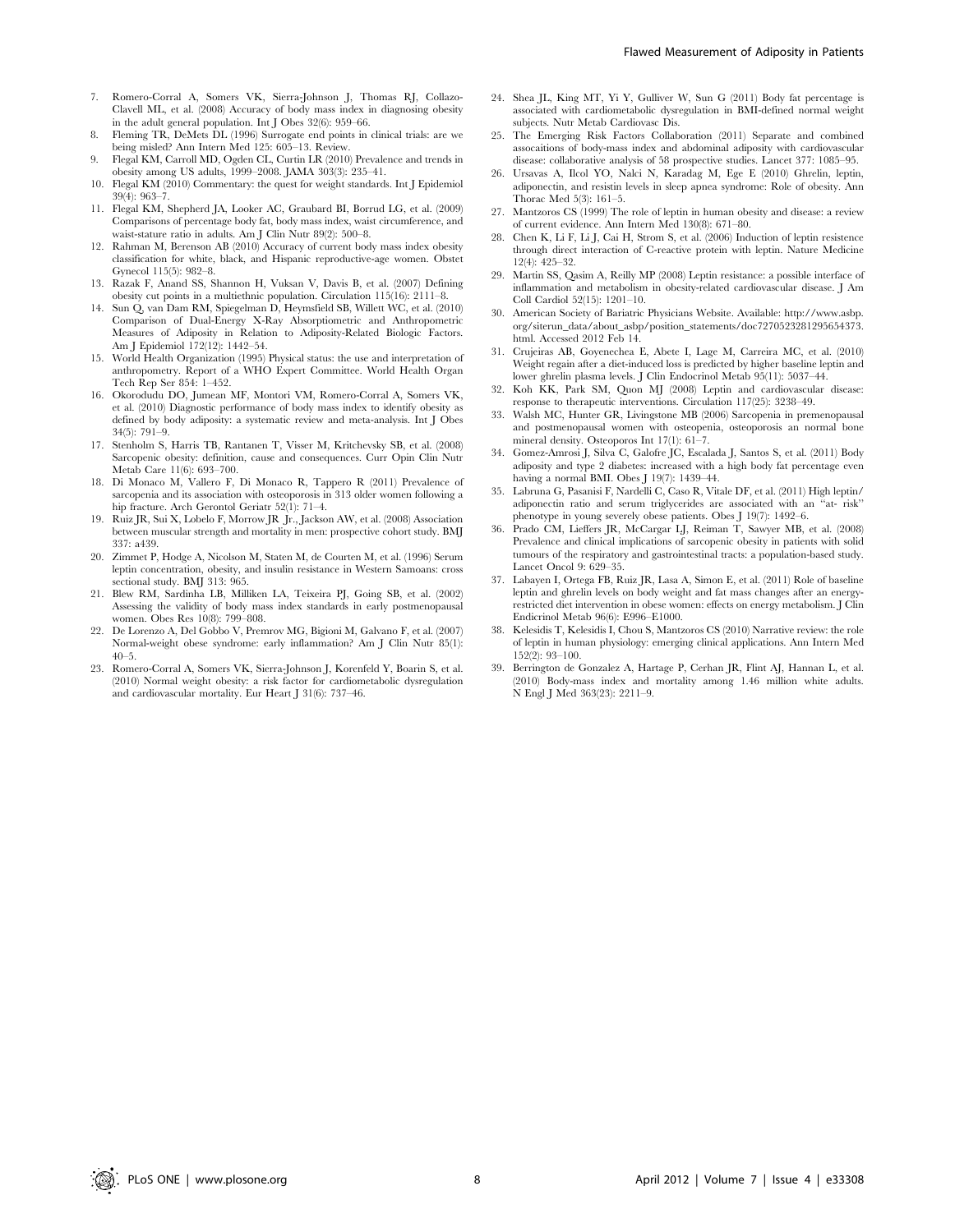7. Romero-Corral A, Somers VK, Sierra-Johnson J, Thomas RJ, Collazo-Clavell ML, et al. (2008) Accuracy of body mass index in diagnosing obesity in the adult general population. Int J Obes 32(6): 959–66.
8. Fleming TR, DeMets DL (1996) Surrogate end points in clinical trials: are we being misled? Ann Intern Med 125: 605–13. Review.
9. Flegal KM, Carroll MD, Ogden CL, Curtin LR (2010) Prevalence and trends in obesity among US adults, 1999–2008. JAMA 303(3): 235–41.
10. Flegal KM (2010) Commentary: the quest for weight standards. Int J Epidemiol 39(4): 963–7.
11. Flegal KM, Shepherd JA, Looker AC, Graubard BI, Borrud LG, et al. (2009) Comparisons of percentage body fat, body mass index, waist circumference, and waist-stature ratio in adults. Am J Clin Nutr 89(2): 500–8.
12. Rahman M, Berenson AB (2010) Accuracy of current body mass index obesity classification for white, black, and Hispanic reproductive-age women. Obstet Gynecol 115(5): 982–8.
13. Razak F, Anand SS, Shannon H, Vuksan V, Davis B, et al. (2007) Defining obesity cut points in a multiethnic population. Circulation 115(16): 2111–8.
14. Sun Q, van Dam RM, Spiegelman D, Heymsfield SB, Willett WC, et al. (2010) Comparison of Dual-Energy X-Ray Absorptiometric and Anthropometric Measures of Adiposity in Relation to Adiposity-Related Biologic Factors. Am J Epidemiol 172(12): 1442–54.
15. World Health Organization (1995) Physical status: the use and interpretation of anthropometry. Report of a WHO Expert Committee. World Health Organ Tech Rep Ser 854: 1–452.
16. Okorodudu DO, Jumean MF, Montori VM, Romero-Corral A, Somers VK, et al. (2010) Diagnostic performance of body mass index to identify obesity as defined by body adiposity: a systematic review and meta-analysis. Int J Obes 34(5): 791–9.
17. Stenholm S, Harris TB, Rantanen T, Visser M, Kritchevsky SB, et al. (2008) Sarcopenic obesity: definition, cause and consequences. Curr Opin Clin Nutr Metab Care 11(6): 693–700.
18. Di Monaco M, Vallero F, Di Monaco R, Tappero R (2011) Prevalence of sarcopenia and its association with osteoporosis in 313 older women following a hip fracture. Arch Gerontol Geriatr 52(1): 71–4.
19. Ruiz JR, Sui X, Lobelo F, Morrow JR Jr., Jackson AW, et al. (2008) Association between muscular strength and mortality in men: prospective cohort study. BMJ 337: a439.
20. Zimmet P, Hodge A, Nicolson M, Staten M, de Courten M, et al. (1996) Serum leptin concentration, obesity, and insulin resistance in Western Samoans: cross sectional study. BMJ 313: 965.
21. Blew RM, Sardinha LB, Milliken LA, Teixeira PJ, Going SB, et al. (2002) Assessing the validity of body mass index standards in early postmenopausal women. Obes Res 10(8): 799–808.
22. De Lorenzo A, Del Gobbo V, Premrov MG, Bigioni M, Galvano F, et al. (2007) Normal-weight obese syndrome: early inflammation? Am J Clin Nutr 85(1): 40–5.
23. Romero-Corral A, Somers VK, Sierra-Johnson J, Korenfeld Y, Boarin S, et al. (2010) Normal weight obesity: a risk factor for cardiometabolic dysregulation and cardiovascular mortality. Eur Heart J 31(6): 737–46.
24. Shea JL, King MT, Yi Y, Gulliver W, Sun G (2011) Body fat percentage is associated with cardiometabolic dysregulation in BMI-defined normal weight subjects. Nutr Metab Cardiovasc Dis.
25. The Emerging Risk Factors Collaboration (2011) Separate and combined assocaitions of body-mass index and abdominal adiposity with cardiovascular disease: collaborative analysis of 58 prospective studies. Lancet 377: 1085–95.
26. Ursavas A, Ilcol YO, Nalci N, Karadag M, Ege E (2010) Ghrelin, leptin, adiponectin, and resistin levels in sleep apnea syndrome: Role of obesity. Ann Thorac Med 5(3): 161–5.
27. Mantzoros CS (1999) The role of leptin in human obesity and disease: a review of current evidence. Ann Intern Med 130(8): 671–80.
28. Chen K, Li F, Li J, Cai H, Strom S, et al. (2006) Induction of leptin resistence through direct interaction of C-reactive protein with leptin. Nature Medicine 12(4): 425–32.
29. Martin SS, Qasim A, Reilly MP (2008) Leptin resistance: a possible interface of inflammation and metabolism in obesity-related cardiovascular disease. J Am Coll Cardiol 52(15): 1201–10.
30. American Society of Bariatric Physicians Website. Available: http://www.asbp.org/siterun_data/about_asbp/position_statements/doc7270523281295654373.html. Accessed 2012 Feb 14.
31. Crujeiras AB, Goyenechea E, Abete I, Lage M, Carreira MC, et al. (2010) Weight regain after a diet-induced loss is predicted by higher baseline leptin and lower ghrelin plasma levels. J Clin Endocrinol Metab 95(11): 5037–44.
32. Koh KK, Park SM, Quon MJ (2008) Leptin and cardiovascular disease: response to therapeutic interventions. Circulation 117(25): 3238–49.
33. Walsh MC, Hunter GR, Livingstone MB (2006) Sarcopenia in premenopausal and postmenopausal women with osteopenia, osteoporosis an normal bone mineral density. Osteoporos Int 17(1): 61–7.
34. Gomez-Amrosi J, Silva C, Galofre JC, Escalada J, Santos S, et al. (2011) Body adiposity and type 2 diabetes: increased with a high body fat percentage even having a normal BMI. Obes J 19(7): 1439–44.
35. Labruna G, Pasanisi F, Nardelli C, Caso R, Vitale DF, et al. (2011) High leptin/adiponectin ratio and serum triglycerides are associated with an "at- risk" phenotype in young severely obese patients. Obes J 19(7): 1492–6.
36. Prado CM, Lieffers JR, McCargar LJ, Reiman T, Sawyer MB, et al. (2008) Prevalence and clinical implications of sarcopenic obesity in patients with solid tumours of the respiratory and gastrointestinal tracts: a population-based study. Lancet Oncol 9: 629–35.
37. Labayen I, Ortega FB, Ruiz JR, Lasa A, Simon E, et al. (2011) Role of baseline leptin and ghrelin levels on body weight and fat mass changes after an energy-restricted diet intervention in obese women: effects on energy metabolism. J Clin Endicrinol Metab 96(6): E996–E1000.
38. Kelesidis T, Kelesidis I, Chou S, Mantzoros CS (2010) Narrative review: the role of leptin in human physiology: emerging clinical applications. Ann Intern Med 152(2): 93–100.
39. Berrington de Gonzalez A, Hartage P, Cerhan JR, Flint AJ, Hannan L, et al. (2010) Body-mass index and mortality among 1.46 million white adults. N Engl J Med 363(23): 2211–9.